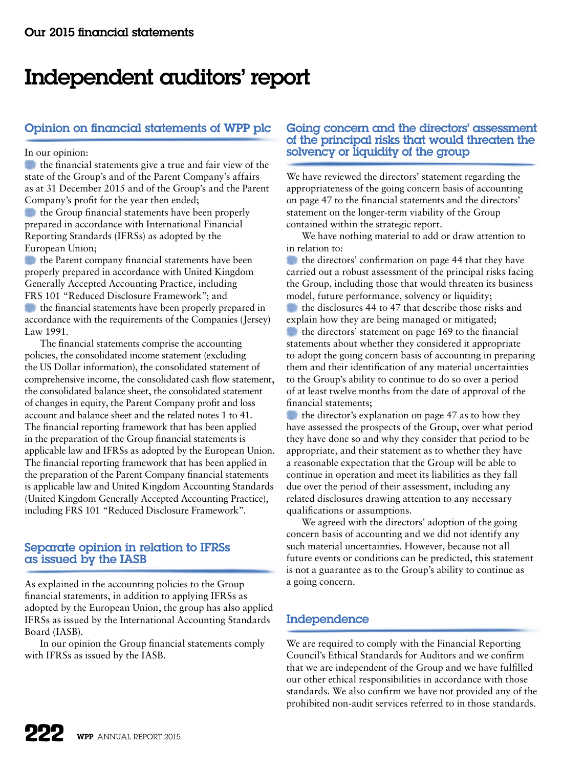# Independent auditors' report

## Opinion on financial statements of WPP plc

In our opinion:

- the financial statements give a true and fair view of the state of the Group's and of the Parent Company's affairs as at 31 December 2015 and of the Group's and the Parent Company's profit for the year then ended;
- the Group financial statements have been properly prepared in accordance with International Financial Reporting Standards (IFRSs) as adopted by the European Union;
- the Parent company financial statements have been properly prepared in accordance with United Kingdom Generally Accepted Accounting Practice, including FRS 101 "Reduced Disclosure Framework"; and
- the financial statements have been properly prepared in accordance with the requirements of the Companies (Jersey) Law 1991.

The financial statements comprise the accounting policies, the consolidated income statement (excluding the US Dollar information), the consolidated statement of comprehensive income, the consolidated cash flow statement, the consolidated balance sheet, the consolidated statement of changes in equity, the Parent Company profit and loss account and balance sheet and the related notes 1 to 41. The financial reporting framework that has been applied in the preparation of the Group financial statements is applicable law and IFRSs as adopted by the European Union. The financial reporting framework that has been applied in the preparation of the Parent Company financial statements is applicable law and United Kingdom Accounting Standards (United Kingdom Generally Accepted Accounting Practice), including FRS 101 "Reduced Disclosure Framework".

## Separate opinion in relation to IFRSs as issued by the IASB

As explained in the accounting policies to the Group financial statements, in addition to applying IFRSs as adopted by the European Union, the group has also applied IFRSs as issued by the International Accounting Standards Board (IASB).

In our opinion the Group financial statements comply with IFRSs as issued by the IASB.

## Going concern and the directors' assessment of the principal risks that would threaten the solvency or liquidity of the group

We have reviewed the directors' statement regarding the appropriateness of the going concern basis of accounting on page 47 to the financial statements and the directors' statement on the longer-term viability of the Group contained within the strategic report.

We have nothing material to add or draw attention to in relation to:

- the directors' confirmation on page 44 that they have carried out a robust assessment of the principal risks facing the Group, including those that would threaten its business model, future performance, solvency or liquidity;
- the disclosures 44 to 47 that describe those risks and explain how they are being managed or mitigated;
- the directors' statement on page 169 to the financial statements about whether they considered it appropriate to adopt the going concern basis of accounting in preparing them and their identification of any material uncertainties to the Group's ability to continue to do so over a period of at least twelve months from the date of approval of the financial statements;
- the director's explanation on page 47 as to how they have assessed the prospects of the Group, over what period they have done so and why they consider that period to be appropriate, and their statement as to whether they have a reasonable expectation that the Group will be able to continue in operation and meet its liabilities as they fall due over the period of their assessment, including any related disclosures drawing attention to any necessary qualifications or assumptions.

We agreed with the directors' adoption of the going concern basis of accounting and we did not identify any such material uncertainties. However, because not all future events or conditions can be predicted, this statement is not a guarantee as to the Group's ability to continue as a going concern.

## Independence

We are required to comply with the Financial Reporting Council's Ethical Standards for Auditors and we confirm that we are independent of the Group and we have fulfilled our other ethical responsibilities in accordance with those standards. We also confirm we have not provided any of the prohibited non-audit services referred to in those standards.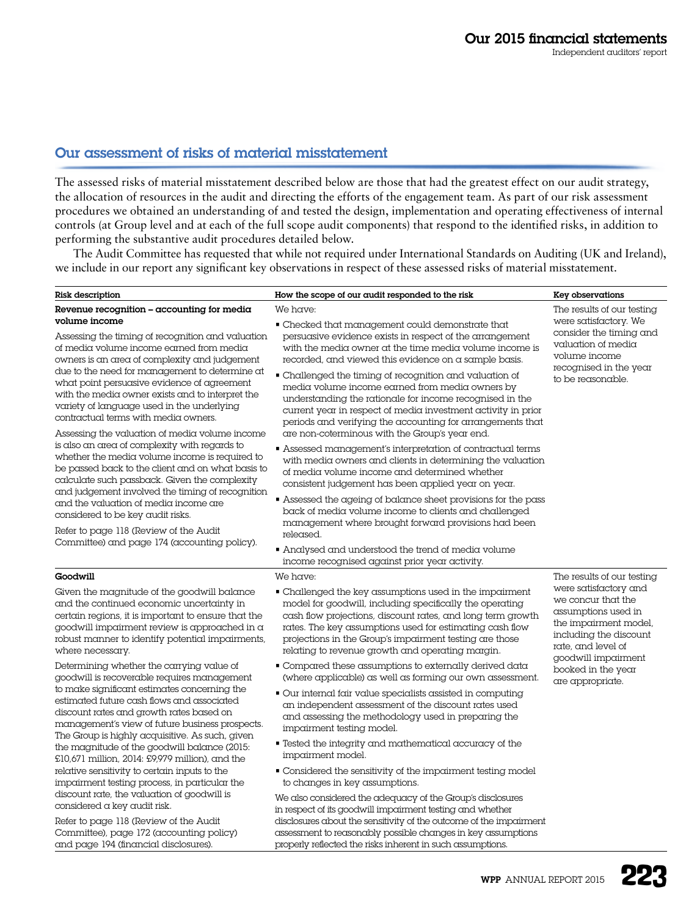## Our assessment of risks of material misstatement

The assessed risks of material misstatement described below are those that had the greatest effect on our audit strategy, the allocation of resources in the audit and directing the efforts of the engagement team. As part of our risk assessment procedures we obtained an understanding of and tested the design, implementation and operating effectiveness of internal controls (at Group level and at each of the full scope audit components) that respond to the identified risks, in addition to performing the substantive audit procedures detailed below.

The Audit Committee has requested that while not required under International Standards on Auditing (UK and Ireland), we include in our report any significant key observations in respect of these assessed risks of material misstatement.

| Risk description | How the scope of our audit responded to the risk | Key observations |
|---|---|---|
| **Revenue recognition – accounting for media volume income**<br><br>Assessing the timing of recognition and valuation of media volume income earned from media owners is an area of complexity and judgement due to the need for management to determine at what point persuasive evidence of agreement with the media owner exists and to interpret the variety of language used in the underlying contractual terms with media owners.<br><br>Assessing the valuation of media volume income is also an area of complexity with regards to whether the media volume income is required to be passed back to the client and on what basis to calculate such passback. Given the complexity and judgement involved the timing of recognition and the valuation of media income are considered to be key audit risks.<br><br>Refer to page 118 (Review of the Audit Committee) and page 174 (accounting policy). | We have:<br><br>▪ Checked that management could demonstrate that persuasive evidence exists in respect of the arrangement with the media owner at the time media volume income is recorded, and viewed this evidence on a sample basis.<br><br>▪ Challenged the timing of recognition and valuation of media volume income earned from media owners by understanding the rationale for income recognised in the current year in respect of media investment activity in prior periods and verifying the accounting for arrangements that are non-coterminous with the Group's year end.<br><br>▪ Assessed management's interpretation of contractual terms with media owners and clients in determining the valuation of media volume income and determined whether consistent judgement has been applied year on year.<br><br>▪ Assessed the ageing of balance sheet provisions for the pass back of media volume income to clients and challenged management where brought forward provisions had been released.<br><br>▪ Analysed and understood the trend of media volume income recognised against prior year activity. | The results of our testing were satisfactory. We consider the timing and valuation of media volume income recognised in the year to be reasonable. |
| **Goodwill**<br><br>Given the magnitude of the goodwill balance and the continued economic uncertainty in certain regions, it is important to ensure that the goodwill impairment review is approached in a robust manner to identify potential impairments, where necessary.<br><br>Determining whether the carrying value of goodwill is recoverable requires management to make significant estimates concerning the estimated future cash flows and associated discount rates and growth rates based on management's view of future business prospects. The Group is highly acquisitive. As such, given the magnitude of the goodwill balance (2015: £10,671 million, 2014: £9,979 million), and the relative sensitivity to certain inputs to the impairment testing process, in particular the discount rate, the valuation of goodwill is considered a key audit risk.<br><br>Refer to page 118 (Review of the Audit Committee), page 172 (accounting policy) and page 194 (financial disclosures). | We have:<br><br>▪ Challenged the key assumptions used in the impairment model for goodwill, including specifically the operating cash flow projections, discount rates, and long term growth rates. The key assumptions used for estimating cash flow projections in the Group's impairment testing are those relating to revenue growth and operating margin.<br><br>▪ Compared these assumptions to externally derived data (where applicable) as well as forming our own assessment.<br><br>▪ Our internal fair value specialists assisted in computing an independent assessment of the discount rates used and assessing the methodology used in preparing the impairment testing model.<br><br>▪ Tested the integrity and mathematical accuracy of the impairment model.<br><br>▪ Considered the sensitivity of the impairment testing model to changes in key assumptions.<br><br>We also considered the adequacy of the Group's disclosures in respect of its goodwill impairment testing and whether disclosures about the sensitivity of the outcome of the impairment assessment to reasonably possible changes in key assumptions properly reflected the risks inherent in such assumptions. | The results of our testing were satisfactory and we concur that the assumptions used in the impairment model, including the discount rate, and level of goodwill impairment booked in the year are appropriate. |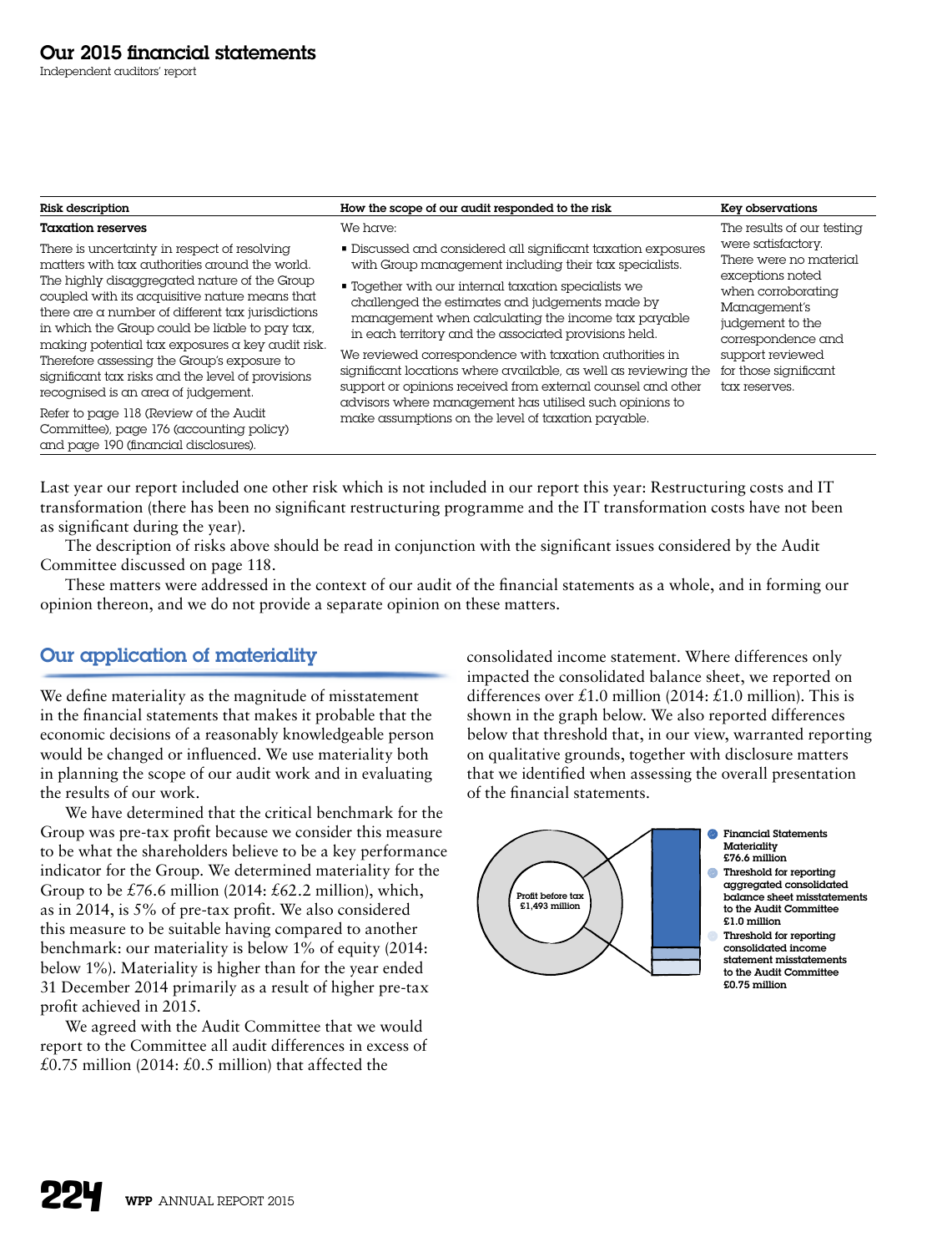## Our 2015 financial statements

Independent auditors' report

| Risk description | How the scope of our audit responded to the risk | Key observations |
|---|---|---|
| **Taxation reserves**<br><br>There is uncertainty in respect of resolving matters with tax authorities around the world. The highly disaggregated nature of the Group coupled with its acquisitive nature means that there are a number of different tax jurisdictions in which the Group could be liable to pay tax, making potential tax exposures a key audit risk. Therefore assessing the Group's exposure to significant tax risks and the level of provisions recognised is an area of judgement.<br><br>Refer to page 118 (Review of the Audit Committee), page 176 (accounting policy) and page 190 (financial disclosures). | We have:<br><br>▪ Discussed and considered all significant taxation exposures with Group management including their tax specialists.<br><br>▪ Together with our internal taxation specialists we challenged the estimates and judgements made by management when calculating the income tax payable in each territory and the associated provisions held.<br><br>We reviewed correspondence with taxation authorities in significant locations where available, as well as reviewing the support or opinions received from external counsel and other advisors where management has utilised such opinions to make assumptions on the level of taxation payable. | The results of our testing were satisfactory. There were no material exceptions noted when corroborating Management's judgement to the correspondence and support reviewed for those significant tax reserves. |

Last year our report included one other risk which is not included in our report this year: Restructuring costs and IT transformation (there has been no significant restructuring programme and the IT transformation costs have not been as significant during the year).

The description of risks above should be read in conjunction with the significant issues considered by the Audit Committee discussed on page 118.

These matters were addressed in the context of our audit of the financial statements as a whole, and in forming our opinion thereon, and we do not provide a separate opinion on these matters.

### Our application of materiality

We define materiality as the magnitude of misstatement in the financial statements that makes it probable that the economic decisions of a reasonably knowledgeable person would be changed or influenced. We use materiality both in planning the scope of our audit work and in evaluating the results of our work.

We have determined that the critical benchmark for the Group was pre-tax profit because we consider this measure to be what the shareholders believe to be a key performance indicator for the Group. We determined materiality for the Group to be £76.6 million (2014: £62.2 million), which, as in 2014, is 5% of pre-tax profit. We also considered this measure to be suitable having compared to another benchmark: our materiality is below 1% of equity (2014: below 1%). Materiality is higher than for the year ended 31 December 2014 primarily as a result of higher pre-tax profit achieved in 2015.

We agreed with the Audit Committee that we would report to the Committee all audit differences in excess of £0.75 million (2014: £0.5 million) that affected the consolidated income statement. Where differences only impacted the consolidated balance sheet, we reported on differences over £1.0 million (2014: £1.0 million). This is shown in the graph below. We also reported differences below that threshold that, in our view, warranted reporting on qualitative grounds, together with disclosure matters that we identified when assessing the overall presentation of the financial statements.

Profit before tax £1,493 million

- Financial Statements Materiality £76.6 million
- Threshold for reporting aggregated consolidated balance sheet misstatements to the Audit Committee £1.0 million
- Threshold for reporting consolidated income statement misstatements to the Audit Committee £0.75 million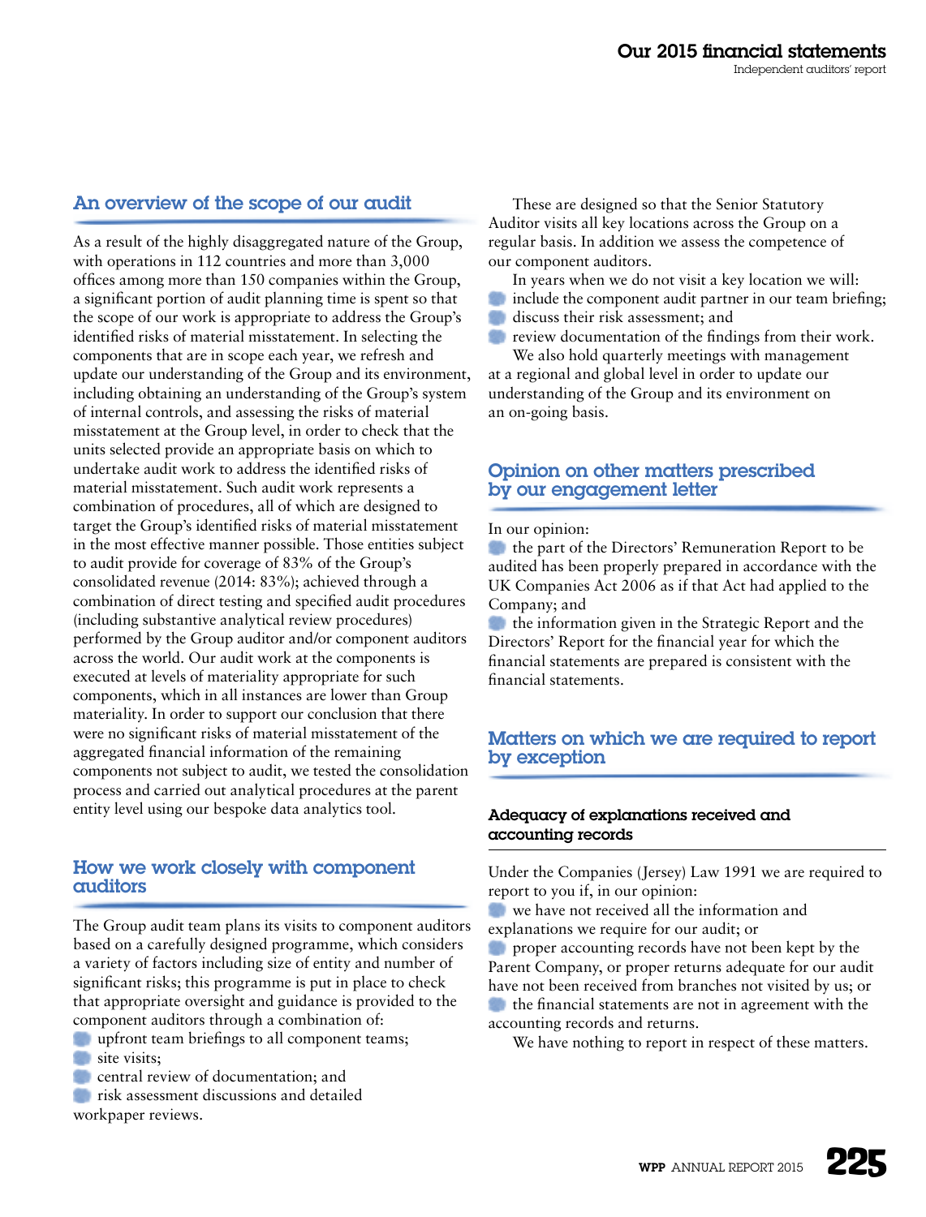## An overview of the scope of our audit

As a result of the highly disaggregated nature of the Group, with operations in 112 countries and more than 3,000 offices among more than 150 companies within the Group, a significant portion of audit planning time is spent so that the scope of our work is appropriate to address the Group's identified risks of material misstatement. In selecting the components that are in scope each year, we refresh and update our understanding of the Group and its environment, including obtaining an understanding of the Group's system of internal controls, and assessing the risks of material misstatement at the Group level, in order to check that the units selected provide an appropriate basis on which to undertake audit work to address the identified risks of material misstatement. Such audit work represents a combination of procedures, all of which are designed to target the Group's identified risks of material misstatement in the most effective manner possible. Those entities subject to audit provide for coverage of 83% of the Group's consolidated revenue (2014: 83%); achieved through a combination of direct testing and specified audit procedures (including substantive analytical review procedures) performed by the Group auditor and/or component auditors across the world. Our audit work at the components is executed at levels of materiality appropriate for such components, which in all instances are lower than Group materiality. In order to support our conclusion that there were no significant risks of material misstatement of the aggregated financial information of the remaining components not subject to audit, we tested the consolidation process and carried out analytical procedures at the parent entity level using our bespoke data analytics tool.

## How we work closely with component auditors

The Group audit team plans its visits to component auditors based on a carefully designed programme, which considers a variety of factors including size of entity and number of significant risks; this programme is put in place to check that appropriate oversight and guidance is provided to the component auditors through a combination of:

- upfront team briefings to all component teams;
- site visits;
- central review of documentation; and
- risk assessment discussions and detailed workpaper reviews.

These are designed so that the Senior Statutory Auditor visits all key locations across the Group on a regular basis. In addition we assess the competence of our component auditors.

In years when we do not visit a key location we will:

- include the component audit partner in our team briefing;
- discuss their risk assessment; and
- review documentation of the findings from their work.

We also hold quarterly meetings with management at a regional and global level in order to update our understanding of the Group and its environment on an on-going basis.

## Opinion on other matters prescribed by our engagement letter

In our opinion:

- the part of the Directors' Remuneration Report to be audited has been properly prepared in accordance with the UK Companies Act 2006 as if that Act had applied to the Company; and
- the information given in the Strategic Report and the Directors' Report for the financial year for which the financial statements are prepared is consistent with the financial statements.

## Matters on which we are required to report by exception

### Adequacy of explanations received and accounting records

Under the Companies (Jersey) Law 1991 we are required to report to you if, in our opinion:

- we have not received all the information and explanations we require for our audit; or
- proper accounting records have not been kept by the Parent Company, or proper returns adequate for our audit have not been received from branches not visited by us; or
- the financial statements are not in agreement with the accounting records and returns.

We have nothing to report in respect of these matters.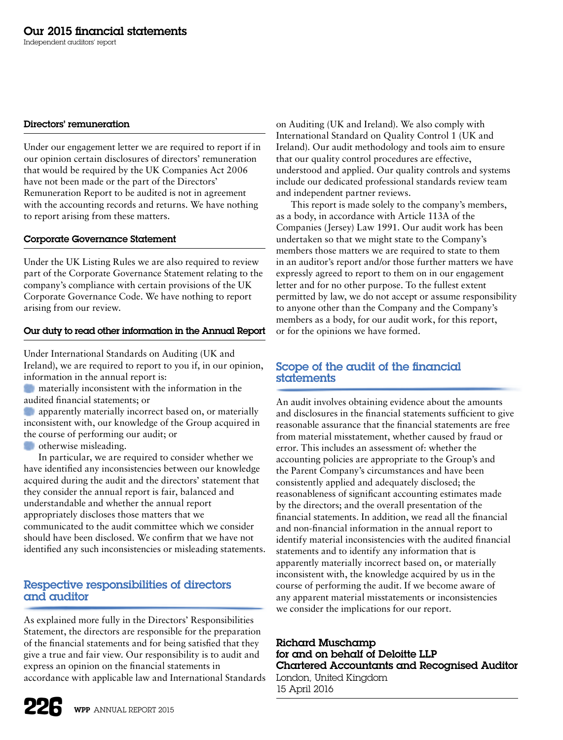### Directors' remuneration

Under our engagement letter we are required to report if in our opinion certain disclosures of directors' remuneration that would be required by the UK Companies Act 2006 have not been made or the part of the Directors' Remuneration Report to be audited is not in agreement with the accounting records and returns. We have nothing to report arising from these matters.

### Corporate Governance Statement

Under the UK Listing Rules we are also required to review part of the Corporate Governance Statement relating to the company's compliance with certain provisions of the UK Corporate Governance Code. We have nothing to report arising from our review.

### Our duty to read other information in the Annual Report

Under International Standards on Auditing (UK and Ireland), we are required to report to you if, in our opinion, information in the annual report is:

- materially inconsistent with the information in the audited financial statements; or
- apparently materially incorrect based on, or materially inconsistent with, our knowledge of the Group acquired in the course of performing our audit; or
- otherwise misleading.

In particular, we are required to consider whether we have identified any inconsistencies between our knowledge acquired during the audit and the directors' statement that they consider the annual report is fair, balanced and understandable and whether the annual report appropriately discloses those matters that we communicated to the audit committee which we consider should have been disclosed. We confirm that we have not identified any such inconsistencies or misleading statements.

## Respective responsibilities of directors and auditor

As explained more fully in the Directors' Responsibilities Statement, the directors are responsible for the preparation of the financial statements and for being satisfied that they give a true and fair view. Our responsibility is to audit and express an opinion on the financial statements in accordance with applicable law and International Standards on Auditing (UK and Ireland). We also comply with International Standard on Quality Control 1 (UK and Ireland). Our audit methodology and tools aim to ensure that our quality control procedures are effective, understood and applied. Our quality controls and systems include our dedicated professional standards review team and independent partner reviews.

This report is made solely to the company's members, as a body, in accordance with Article 113A of the Companies (Jersey) Law 1991. Our audit work has been undertaken so that we might state to the Company's members those matters we are required to state to them in an auditor's report and/or those further matters we have expressly agreed to report to them on in our engagement letter and for no other purpose. To the fullest extent permitted by law, we do not accept or assume responsibility to anyone other than the Company and the Company's members as a body, for our audit work, for this report, or for the opinions we have formed.

## Scope of the audit of the financial statements

An audit involves obtaining evidence about the amounts and disclosures in the financial statements sufficient to give reasonable assurance that the financial statements are free from material misstatement, whether caused by fraud or error. This includes an assessment of: whether the accounting policies are appropriate to the Group's and the Parent Company's circumstances and have been consistently applied and adequately disclosed; the reasonableness of significant accounting estimates made by the directors; and the overall presentation of the financial statements. In addition, we read all the financial and non-financial information in the annual report to identify material inconsistencies with the audited financial statements and to identify any information that is apparently materially incorrect based on, or materially inconsistent with, the knowledge acquired by us in the course of performing the audit. If we become aware of any apparent material misstatements or inconsistencies we consider the implications for our report.

**Richard Muschamp**
**for and on behalf of Deloitte LLP**
**Chartered Accountants and Recognised Auditor**
London, United Kingdom
15 April 2016